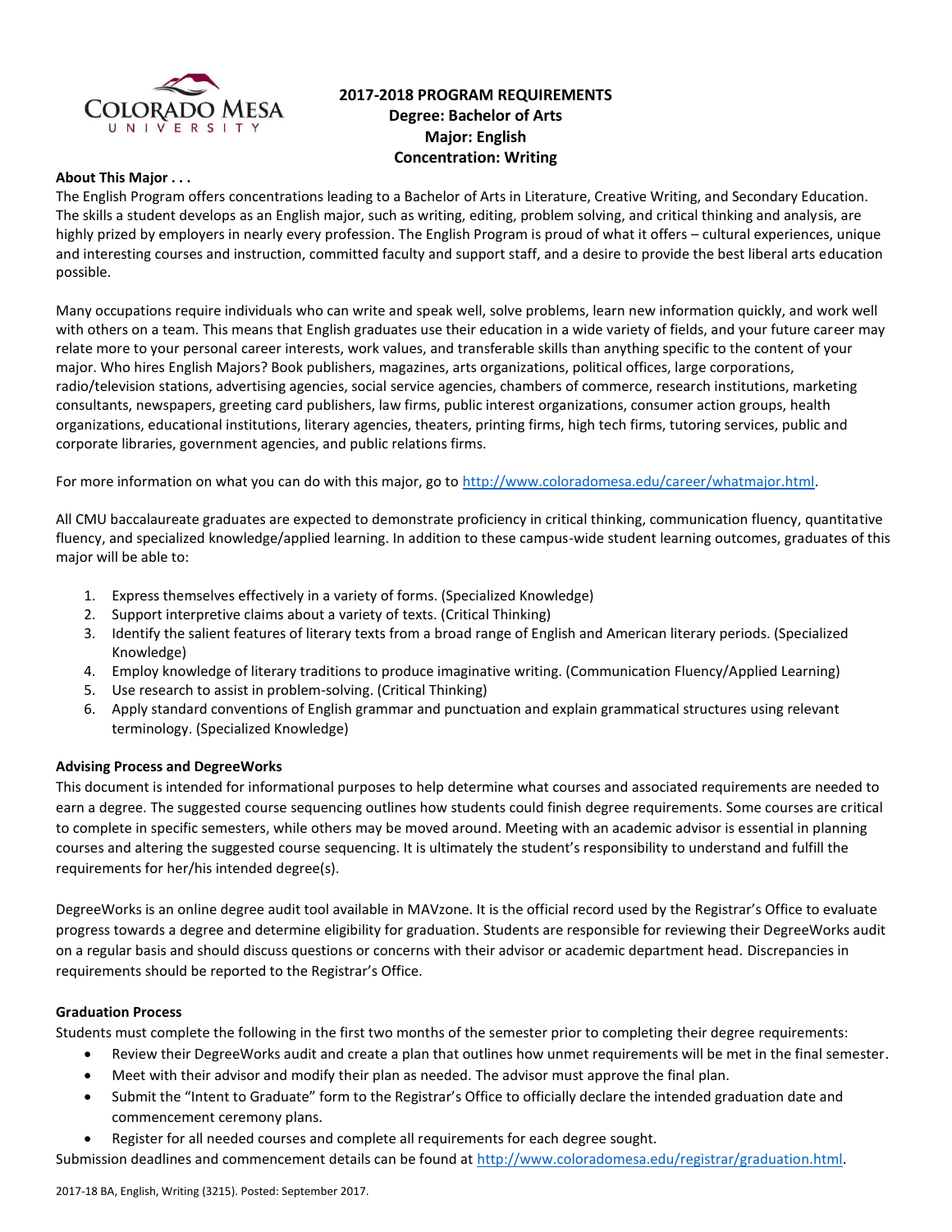# 2017-2018 PROGRAM REQUIREMENTS
## Degree: Bachelor of Arts
## Major: English
## Concentration: Writing

**About This Major . . .**

The English Program offers concentrations leading to a Bachelor of Arts in Literature, Creative Writing, and Secondary Education. The skills a student develops as an English major, such as writing, editing, problem solving, and critical thinking and analysis, are highly prized by employers in nearly every profession. The English Program is proud of what it offers – cultural experiences, unique and interesting courses and instruction, committed faculty and support staff, and a desire to provide the best liberal arts education possible.

Many occupations require individuals who can write and speak well, solve problems, learn new information quickly, and work well with others on a team. This means that English graduates use their education in a wide variety of fields, and your future career may relate more to your personal career interests, work values, and transferable skills than anything specific to the content of your major. Who hires English Majors? Book publishers, magazines, arts organizations, political offices, large corporations, radio/television stations, advertising agencies, social service agencies, chambers of commerce, research institutions, marketing consultants, newspapers, greeting card publishers, law firms, public interest organizations, consumer action groups, health organizations, educational institutions, literary agencies, theaters, printing firms, high tech firms, tutoring services, public and corporate libraries, government agencies, and public relations firms.

For more information on what you can do with this major, go to http://www.coloradomesa.edu/career/whatmajor.html.

All CMU baccalaureate graduates are expected to demonstrate proficiency in critical thinking, communication fluency, quantitative fluency, and specialized knowledge/applied learning. In addition to these campus-wide student learning outcomes, graduates of this major will be able to:

1. Express themselves effectively in a variety of forms. (Specialized Knowledge)
2. Support interpretive claims about a variety of texts. (Critical Thinking)
3. Identify the salient features of literary texts from a broad range of English and American literary periods. (Specialized Knowledge)
4. Employ knowledge of literary traditions to produce imaginative writing. (Communication Fluency/Applied Learning)
5. Use research to assist in problem-solving. (Critical Thinking)
6. Apply standard conventions of English grammar and punctuation and explain grammatical structures using relevant terminology. (Specialized Knowledge)

**Advising Process and DegreeWorks**

This document is intended for informational purposes to help determine what courses and associated requirements are needed to earn a degree. The suggested course sequencing outlines how students could finish degree requirements. Some courses are critical to complete in specific semesters, while others may be moved around. Meeting with an academic advisor is essential in planning courses and altering the suggested course sequencing. It is ultimately the student's responsibility to understand and fulfill the requirements for her/his intended degree(s).

DegreeWorks is an online degree audit tool available in MAVzone. It is the official record used by the Registrar's Office to evaluate progress towards a degree and determine eligibility for graduation. Students are responsible for reviewing their DegreeWorks audit on a regular basis and should discuss questions or concerns with their advisor or academic department head. Discrepancies in requirements should be reported to the Registrar's Office.

**Graduation Process**

Students must complete the following in the first two months of the semester prior to completing their degree requirements:

- Review their DegreeWorks audit and create a plan that outlines how unmet requirements will be met in the final semester.
- Meet with their advisor and modify their plan as needed. The advisor must approve the final plan.
- Submit the "Intent to Graduate" form to the Registrar's Office to officially declare the intended graduation date and commencement ceremony plans.
- Register for all needed courses and complete all requirements for each degree sought.

Submission deadlines and commencement details can be found at http://www.coloradomesa.edu/registrar/graduation.html.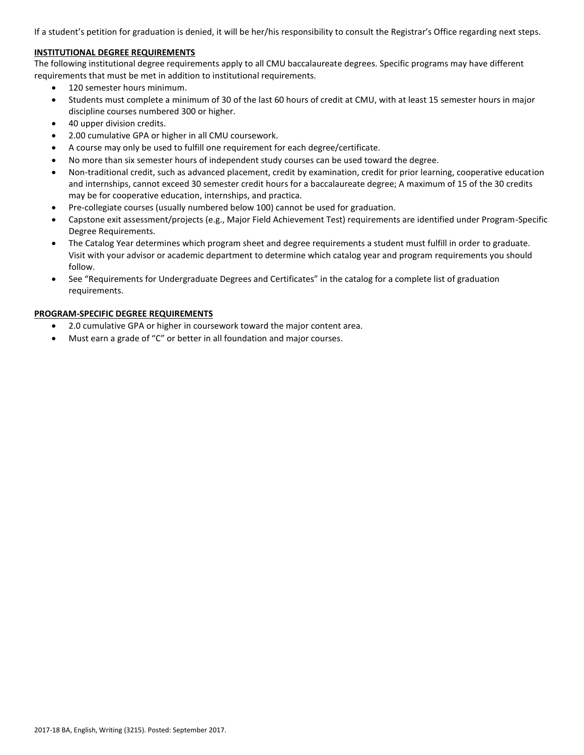If a student's petition for graduation is denied, it will be her/his responsibility to consult the Registrar's Office regarding next steps.

**INSTITUTIONAL DEGREE REQUIREMENTS**

The following institutional degree requirements apply to all CMU baccalaureate degrees. Specific programs may have different requirements that must be met in addition to institutional requirements.

- 120 semester hours minimum.
- Students must complete a minimum of 30 of the last 60 hours of credit at CMU, with at least 15 semester hours in major discipline courses numbered 300 or higher.
- 40 upper division credits.
- 2.00 cumulative GPA or higher in all CMU coursework.
- A course may only be used to fulfill one requirement for each degree/certificate.
- No more than six semester hours of independent study courses can be used toward the degree.
- Non-traditional credit, such as advanced placement, credit by examination, credit for prior learning, cooperative education and internships, cannot exceed 30 semester credit hours for a baccalaureate degree; A maximum of 15 of the 30 credits may be for cooperative education, internships, and practica.
- Pre-collegiate courses (usually numbered below 100) cannot be used for graduation.
- Capstone exit assessment/projects (e.g., Major Field Achievement Test) requirements are identified under Program-Specific Degree Requirements.
- The Catalog Year determines which program sheet and degree requirements a student must fulfill in order to graduate. Visit with your advisor or academic department to determine which catalog year and program requirements you should follow.
- See "Requirements for Undergraduate Degrees and Certificates" in the catalog for a complete list of graduation requirements.

**PROGRAM-SPECIFIC DEGREE REQUIREMENTS**

- 2.0 cumulative GPA or higher in coursework toward the major content area.
- Must earn a grade of "C" or better in all foundation and major courses.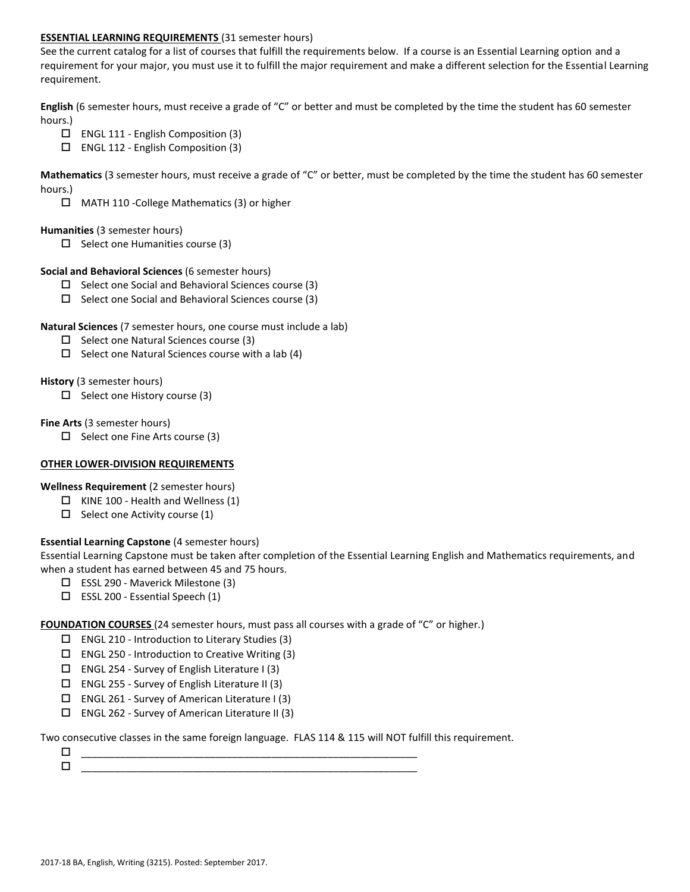**ESSENTIAL LEARNING REQUIREMENTS** (31 semester hours)

See the current catalog for a list of courses that fulfill the requirements below. If a course is an Essential Learning option and a requirement for your major, you must use it to fulfill the major requirement and make a different selection for the Essential Learning requirement.

**English** (6 semester hours, must receive a grade of "C" or better and must be completed by the time the student has 60 semester hours.)

- ☐ ENGL 111 - English Composition (3)
- ☐ ENGL 112 - English Composition (3)

**Mathematics** (3 semester hours, must receive a grade of "C" or better, must be completed by the time the student has 60 semester hours.)

- ☐ MATH 110 -College Mathematics (3) or higher

**Humanities** (3 semester hours)

- ☐ Select one Humanities course (3)

**Social and Behavioral Sciences** (6 semester hours)

- ☐ Select one Social and Behavioral Sciences course (3)
- ☐ Select one Social and Behavioral Sciences course (3)

**Natural Sciences** (7 semester hours, one course must include a lab)

- ☐ Select one Natural Sciences course (3)
- ☐ Select one Natural Sciences course with a lab (4)

**History** (3 semester hours)

- ☐ Select one History course (3)

**Fine Arts** (3 semester hours)

- ☐ Select one Fine Arts course (3)

**OTHER LOWER-DIVISION REQUIREMENTS**

**Wellness Requirement** (2 semester hours)

- ☐ KINE 100 - Health and Wellness (1)
- ☐ Select one Activity course (1)

**Essential Learning Capstone** (4 semester hours)

Essential Learning Capstone must be taken after completion of the Essential Learning English and Mathematics requirements, and when a student has earned between 45 and 75 hours.

- ☐ ESSL 290 - Maverick Milestone (3)
- ☐ ESSL 200 - Essential Speech (1)

**FOUNDATION COURSES** (24 semester hours, must pass all courses with a grade of "C" or higher.)

- ☐ ENGL 210 - Introduction to Literary Studies (3)
- ☐ ENGL 250 - Introduction to Creative Writing (3)
- ☐ ENGL 254 - Survey of English Literature I (3)
- ☐ ENGL 255 - Survey of English Literature II (3)
- ☐ ENGL 261 - Survey of American Literature I (3)
- ☐ ENGL 262 - Survey of American Literature II (3)

Two consecutive classes in the same foreign language. FLAS 114 & 115 will NOT fulfill this requirement.

- ☐ ____________________________________________________________
- ☐ ____________________________________________________________

2017-18 BA, English, Writing (3215). Posted: September 2017.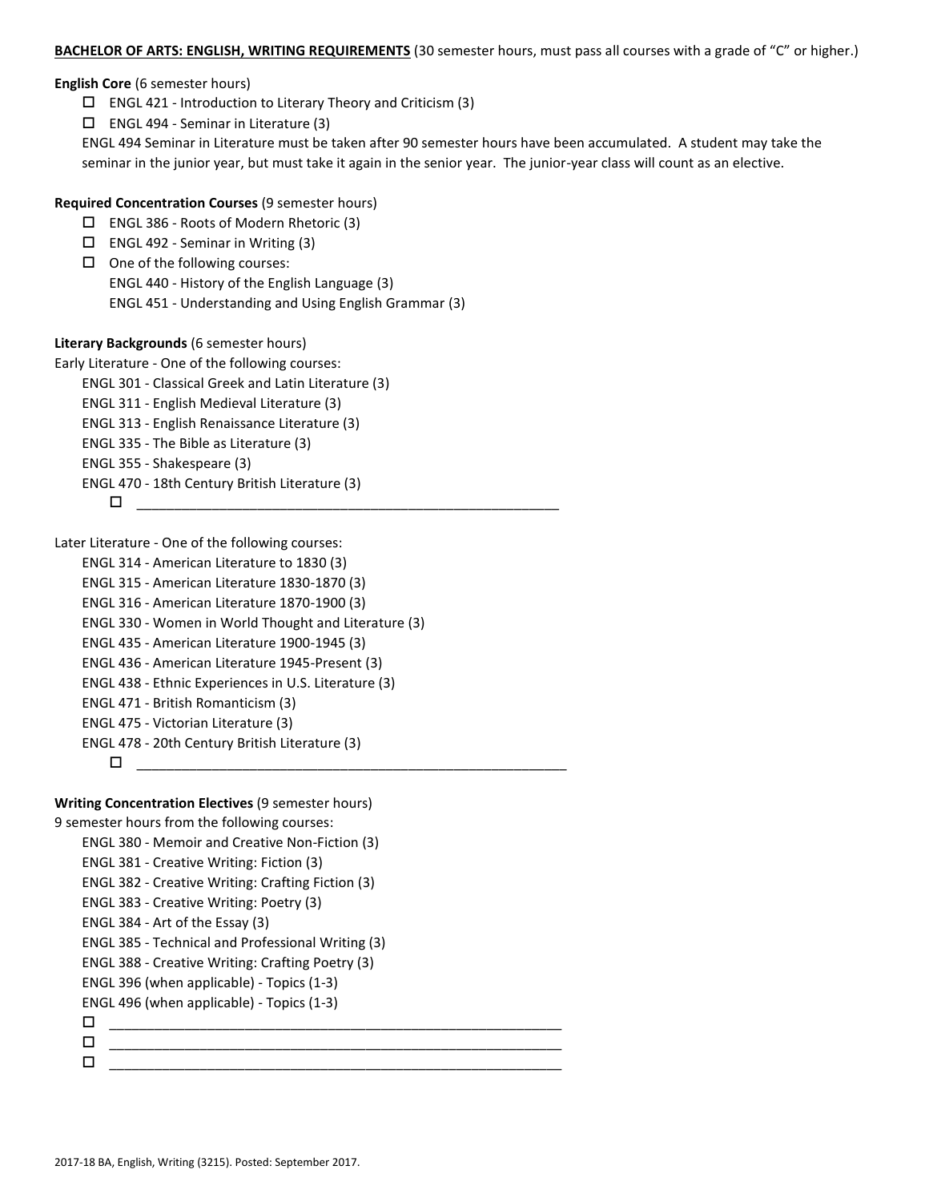**BACHELOR OF ARTS: ENGLISH, WRITING REQUIREMENTS** (30 semester hours, must pass all courses with a grade of "C" or higher.)

**English Core** (6 semester hours)

- ☐ ENGL 421 - Introduction to Literary Theory and Criticism (3)
- ☐ ENGL 494 - Seminar in Literature (3)

ENGL 494 Seminar in Literature must be taken after 90 semester hours have been accumulated. A student may take the seminar in the junior year, but must take it again in the senior year. The junior-year class will count as an elective.

**Required Concentration Courses** (9 semester hours)

- ☐ ENGL 386 - Roots of Modern Rhetoric (3)
- ☐ ENGL 492 - Seminar in Writing (3)
- ☐ One of the following courses:
  - ENGL 440 - History of the English Language (3)
  - ENGL 451 - Understanding and Using English Grammar (3)

**Literary Backgrounds** (6 semester hours)

Early Literature - One of the following courses:

- ENGL 301 - Classical Greek and Latin Literature (3)
- ENGL 311 - English Medieval Literature (3)
- ENGL 313 - English Renaissance Literature (3)
- ENGL 335 - The Bible as Literature (3)
- ENGL 355 - Shakespeare (3)
- ENGL 470 - 18th Century British Literature (3)
  - ☐ ______________________________

Later Literature - One of the following courses:

- ENGL 314 - American Literature to 1830 (3)
- ENGL 315 - American Literature 1830-1870 (3)
- ENGL 316 - American Literature 1870-1900 (3)
- ENGL 330 - Women in World Thought and Literature (3)
- ENGL 435 - American Literature 1900-1945 (3)
- ENGL 436 - American Literature 1945-Present (3)
- ENGL 438 - Ethnic Experiences in U.S. Literature (3)
- ENGL 471 - British Romanticism (3)
- ENGL 475 - Victorian Literature (3)
- ENGL 478 - 20th Century British Literature (3)
  - ☐ ______________________________

**Writing Concentration Electives** (9 semester hours)

9 semester hours from the following courses:

- ENGL 380 - Memoir and Creative Non-Fiction (3)
- ENGL 381 - Creative Writing: Fiction (3)
- ENGL 382 - Creative Writing: Crafting Fiction (3)
- ENGL 383 - Creative Writing: Poetry (3)
- ENGL 384 - Art of the Essay (3)
- ENGL 385 - Technical and Professional Writing (3)
- ENGL 388 - Creative Writing: Crafting Poetry (3)
- ENGL 396 (when applicable) - Topics (1-3)
- ENGL 496 (when applicable) - Topics (1-3)
- ☐ ______________________________
- ☐ ______________________________
- ☐ ______________________________

2017-18 BA, English, Writing (3215). Posted: September 2017.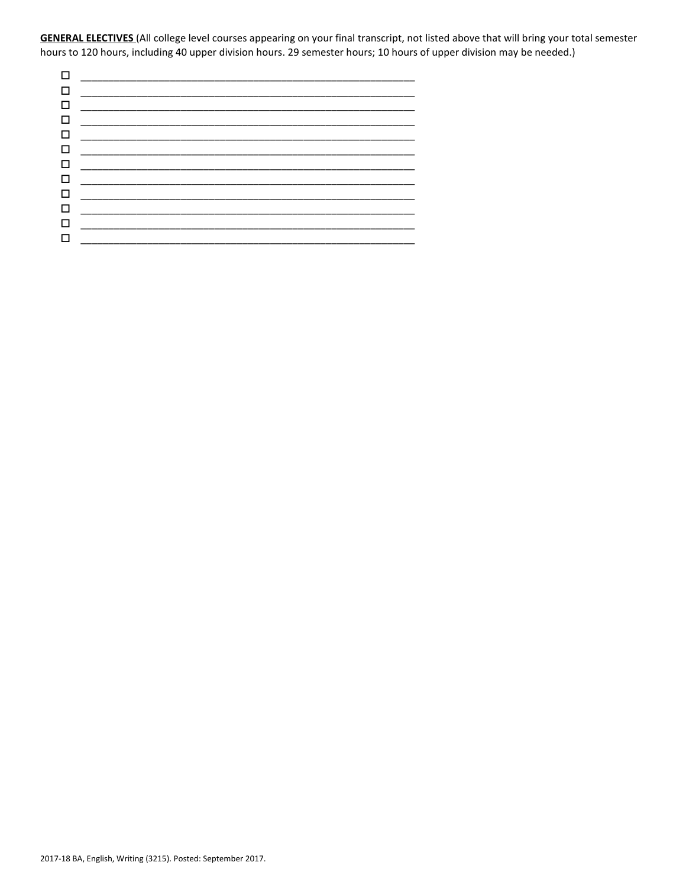**GENERAL ELECTIVES** (All college level courses appearing on your final transcript, not listed above that will bring your total semester hours to 120 hours, including 40 upper division hours. 29 semester hours; 10 hours of upper division may be needed.)

- ☐ ______________________________________________________________
- ☐ ______________________________________________________________
- ☐ ______________________________________________________________
- ☐ ______________________________________________________________
- ☐ ______________________________________________________________
- ☐ ______________________________________________________________
- ☐ ______________________________________________________________
- ☐ ______________________________________________________________
- ☐ ______________________________________________________________
- ☐ ______________________________________________________________
- ☐ ______________________________________________________________
- ☐ ______________________________________________________________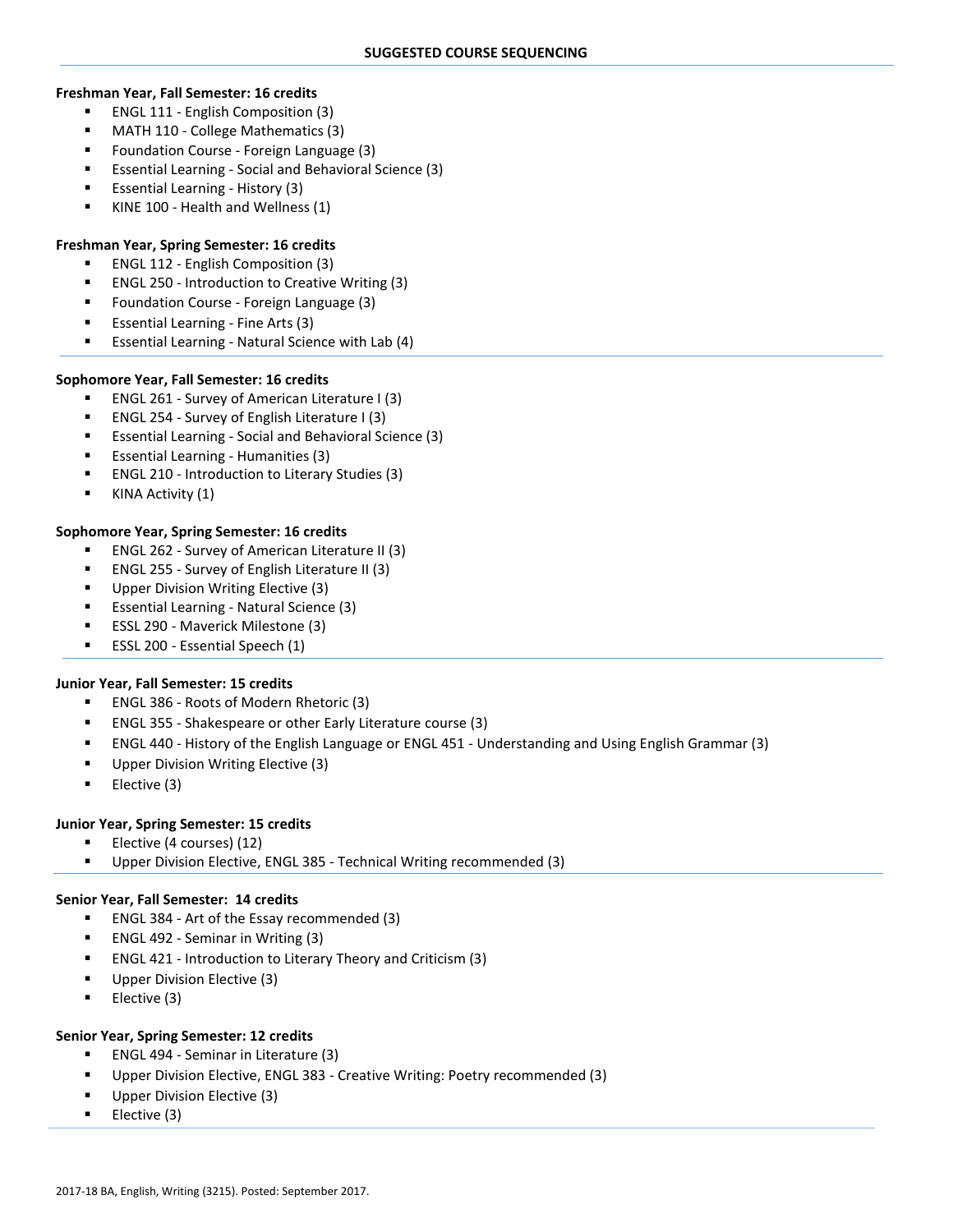## SUGGESTED COURSE SEQUENCING

**Freshman Year, Fall Semester: 16 credits**

- ENGL 111 - English Composition (3)
- MATH 110 - College Mathematics (3)
- Foundation Course - Foreign Language (3)
- Essential Learning - Social and Behavioral Science (3)
- Essential Learning - History (3)
- KINE 100 - Health and Wellness (1)

**Freshman Year, Spring Semester: 16 credits**

- ENGL 112 - English Composition (3)
- ENGL 250 - Introduction to Creative Writing (3)
- Foundation Course - Foreign Language (3)
- Essential Learning - Fine Arts (3)
- Essential Learning - Natural Science with Lab (4)

**Sophomore Year, Fall Semester: 16 credits**

- ENGL 261 - Survey of American Literature I (3)
- ENGL 254 - Survey of English Literature I (3)
- Essential Learning - Social and Behavioral Science (3)
- Essential Learning - Humanities (3)
- ENGL 210 - Introduction to Literary Studies (3)
- KINA Activity (1)

**Sophomore Year, Spring Semester: 16 credits**

- ENGL 262 - Survey of American Literature II (3)
- ENGL 255 - Survey of English Literature II (3)
- Upper Division Writing Elective (3)
- Essential Learning - Natural Science (3)
- ESSL 290 - Maverick Milestone (3)
- ESSL 200 - Essential Speech (1)

**Junior Year, Fall Semester: 15 credits**

- ENGL 386 - Roots of Modern Rhetoric (3)
- ENGL 355 - Shakespeare or other Early Literature course (3)
- ENGL 440 - History of the English Language or ENGL 451 - Understanding and Using English Grammar (3)
- Upper Division Writing Elective (3)
- Elective (3)

**Junior Year, Spring Semester: 15 credits**

- Elective (4 courses) (12)
- Upper Division Elective, ENGL 385 - Technical Writing recommended (3)

**Senior Year, Fall Semester: 14 credits**

- ENGL 384 - Art of the Essay recommended (3)
- ENGL 492 - Seminar in Writing (3)
- ENGL 421 - Introduction to Literary Theory and Criticism (3)
- Upper Division Elective (3)
- Elective (3)

**Senior Year, Spring Semester: 12 credits**

- ENGL 494 - Seminar in Literature (3)
- Upper Division Elective, ENGL 383 - Creative Writing: Poetry recommended (3)
- Upper Division Elective (3)
- Elective (3)